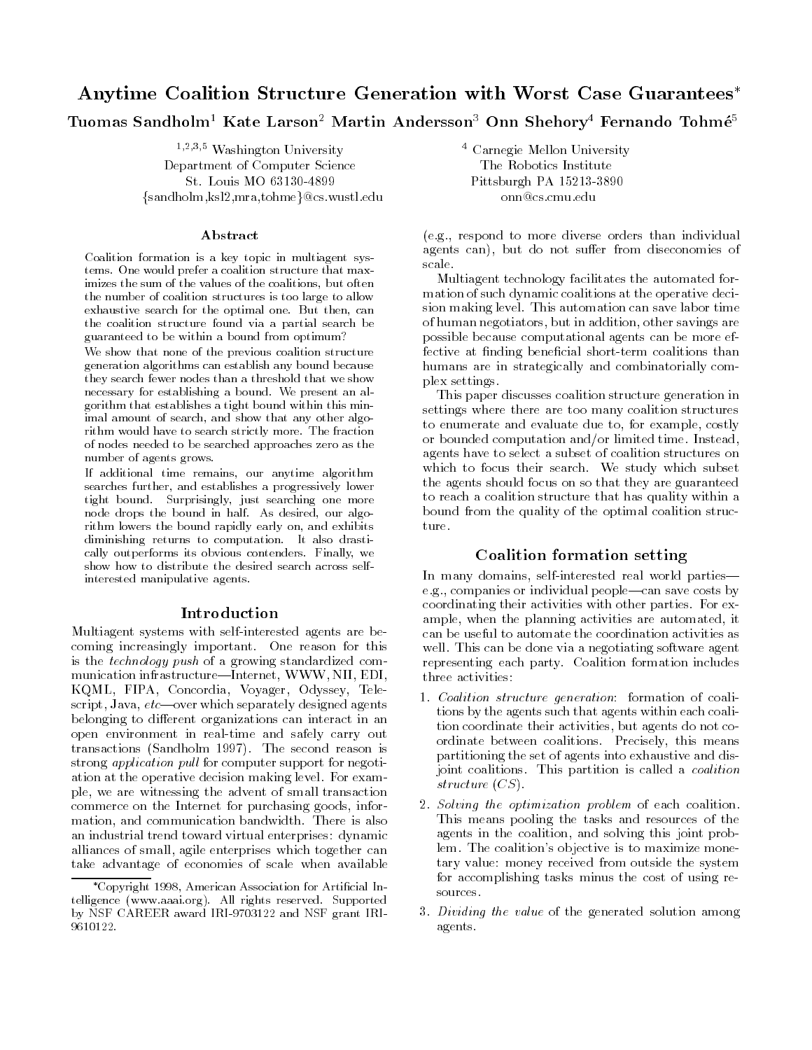# Anytime Coalition Structure Generation with Worst Case Guarantees*

**Tuomas Sandholm[1] Kate Larson[2] Martin Andersson[3] Onn Shehory[4] Fernando Tohmé[5]**

[1,2,3,5] Washington University
Department of Computer Science
St. Louis MO 63130-4899
{sandholm,ksl2,mra,tohme}@cs.wustl.edu

[4] Carnegie Mellon University
The Robotics Institute
Pittsburgh PA 15213-3890
onn@cs.cmu.edu

### Abstract

Coalition formation is a key topic in multiagent systems. One would prefer a coalition structure that maximizes the sum of the values of the coalitions, but often the number of coalition structures is too large to allow exhaustive search for the optimal one. But then, can the coalition structure found via a partial search be guaranteed to be within a bound from optimum?

We show that none of the previous coalition structure generation algorithms can establish any bound because they search fewer nodes than a threshold that we show necessary for establishing a bound. We present an algorithm that establishes a tight bound within this minimal amount of search, and show that any other algorithm would have to search strictly more. The fraction of nodes needed to be searched approaches zero as the number of agents grows.

If additional time remains, our anytime algorithm searches further, and establishes a progressively lower tight bound. Surprisingly, just searching one more node drops the bound in half. As desired, our algorithm lowers the bound rapidly early on, and exhibits diminishing returns to computation. It also drastically outperforms its obvious contenders. Finally, we show how to distribute the desired search across self-interested manipulative agents.

## Introduction

Multiagent systems with self-interested agents are becoming increasingly important. One reason for this is the *technology push* of a growing standardized communication infrastructure—Internet, WWW, NII, EDI, KQML, FIPA, Concordia, Voyager, Odyssey, Telescript, Java, *etc*—over which separately designed agents belonging to different organizations can interact in an open environment in real-time and safely carry out transactions (Sandholm 1997). The second reason is strong *application pull* for computer support for negotiation at the operative decision making level. For example, we are witnessing the advent of small transaction commerce on the Internet for purchasing goods, information, and communication bandwidth. There is also an industrial trend toward virtual enterprises: dynamic alliances of small, agile enterprises which together can take advantage of economies of scale when available (e.g., respond to more diverse orders than individual agents can), but do not suffer from diseconomies of scale.

Multiagent technology facilitates the automated formation of such dynamic coalitions at the operative decision making level. This automation can save labor time of human negotiators, but in addition, other savings are possible because computational agents can be more effective at finding beneficial short-term coalitions than humans are in strategically and combinatorially complex settings.

This paper discusses coalition structure generation in settings where there are too many coalition structures to enumerate and evaluate due to, for example, costly or bounded computation and/or limited time. Instead, agents have to select a subset of coalition structures on which to focus their search. We study which subset the agents should focus on so that they are guaranteed to reach a coalition structure that has quality within a bound from the quality of the optimal coalition structure.

## Coalition formation setting

In many domains, self-interested real world parties—e.g., companies or individual people—can save costs by coordinating their activities with other parties. For example, when the planning activities are automated, it can be useful to automate the coordination activities as well. This can be done via a negotiating software agent representing each party. Coalition formation includes three activities:

1. *Coalition structure generation*: formation of coalitions by the agents such that agents within each coalition coordinate their activities, but agents do not coordinate between coalitions. Precisely, this means partitioning the set of agents into exhaustive and disjoint coalitions. This partition is called a *coalition structure* (*CS*).
2. *Solving the optimization problem* of each coalition. This means pooling the tasks and resources of the agents in the coalition, and solving this joint problem. The coalition's objective is to maximize monetary value: money received from outside the system for accomplishing tasks minus the cost of using resources.
3. *Dividing the value* of the generated solution among agents.

*Copyright 1998, American Association for Artificial Intelligence (www.aaai.org). All rights reserved. Supported by NSF CAREER award IRI-9703122 and NSF grant IRI-9610122.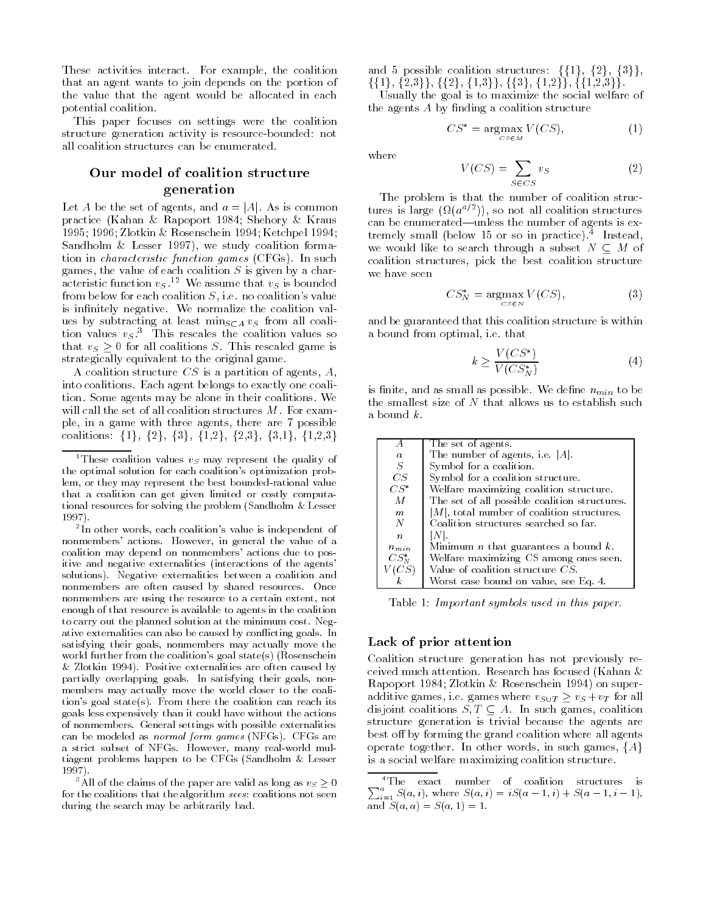These activities interact. For example, the coalition that an agent wants to join depends on the portion of the value that the agent would be allocated in each potential coalition.

This paper focuses on settings were the coalition structure generation activity is resource-bounded: not all coalition structures can be enumerated.

## Our model of coalition structure generation

Let $A$ be the set of agents, and $a = |A|$. As is common practice (Kahan & Rapoport 1984; Shehory & Kraus 1995; 1996; Zlotkin & Rosenschein 1994; Ketchpel 1994; Sandholm & Lesser 1997), we study coalition formation in *characteristic function games* (CFGs). In such games, the value of each coalition $S$ is given by a characteristic function $v_S$.[1][2] We assume that $v_S$ is bounded from below for each coalition $S$, i.e. no coalition's value is infinitely negative. We normalize the coalition values by subtracting at least $\min_{S \subset A} v_S$ from all coalition values $v_S$.[3] This rescales the coalition values so that $v_S \geq 0$ for all coalitions $S$. This rescaled game is strategically equivalent to the original game.

A coalition structure $CS$ is a partition of agents, $A$, into coalitions. Each agent belongs to exactly one coalition. Some agents may be alone in their coalitions. We will call the set of all coalition structures $M$. For example, in a game with three agents, there are 7 possible coalitions: {1}, {2}, {3}, {1,2}, {2,3}, {3,1}, {1,2,3} and 5 possible coalition structures: {{1}, {2}, {3}}, {{1}, {2,3}}, {{2}, {1,3}}, {{3}, {1,2}}, {{1,2,3}}.

Usually the goal is to maximize the social welfare of the agents $A$ by finding a coalition structure

$$CS^* = \operatorname*{argmax}_{CS \in M} V(CS), \tag{1}$$

where

$$V(CS) = \sum_{S \in CS} v_S \tag{2}$$

The problem is that the number of coalition structures is large ($\Omega(a^{a/2})$), so not all coalition structures can be enumerated—unless the number of agents is extremely small (below 15 or so in practice).[4] Instead, we would like to search through a subset $N \subseteq M$ of coalition structures, pick the best coalition structure we have seen

$$CS^*_N = \operatorname*{argmax}_{CS \in N} V(CS), \tag{3}$$

and be guaranteed that this coalition structure is within a bound from optimal, i.e. that

$$k \geq \frac{V(CS^*)}{V(CS^*_N)} \tag{4}$$

is finite, and as small as possible. We define $n_{min}$ to be the smallest size of $N$ that allows us to establish such a bound $k$.

| | |
|---|---|
| $A$ | The set of agents. |
| $a$ | The number of agents, i.e. $\|A\|$. |
| $S$ | Symbol for a coalition. |
| $CS$ | Symbol for a coalition structure. |
| $CS^*$ | Welfare maximizing coalition structure. |
| $M$ | The set of all possible coalition structures. |
| $m$ | $\|M\|$, total number of coalition structures. |
| $N$ | Coalition structures searched so far. |
| $n$ | $\|N\|$. |
| $n_{min}$ | Minimum $n$ that guarantees a bound $k$. |
| $CS^*_N$ | Welfare maximizing CS among ones seen. |
| $V(CS)$ | Value of coalition structure $CS$. |
| $k$ | Worst case bound on value, see Eq. 4. |

Table 1: *Important symbols used in this paper.*

## Lack of prior attention

Coalition structure generation has not previously received much attention. Research has focused (Kahan & Rapoport 1984; Zlotkin & Rosenschein 1994) on superadditive games, i.e. games where $v_{S \cup T} \geq v_S + v_T$ for all disjoint coalitions $S, T \subseteq A$. In such games, coalition structure generation is trivial because the agents are best off by forming the grand coalition where all agents operate together. In other words, in such games, $\{A\}$ is a social welfare maximizing coalition structure.

[1] These coalition values $v_S$ may represent the quality of the optimal solution for each coalition's optimization problem, or they may represent the best bounded-rational value that a coalition can get given limited or costly computational resources for solving the problem (Sandholm & Lesser 1997).

[2] In other words, each coalition's value is independent of nonmembers' actions. However, in general the value of a coalition may depend on nonmembers' actions due to positive and negative externalities (interactions of the agents' solutions). Negative externalities between a coalition and nonmembers are often caused by shared resources. Once nonmembers are using the resource to a certain extent, not enough of that resource is available to agents in the coalition to carry out the planned solution at the minimum cost. Negative externalities can also be caused by conflicting goals. In satisfying their goals, nonmembers may actually move the world further from the coalition's goal state(s) (Rosenschein & Zlotkin 1994). Positive externalities are often caused by partially overlapping goals. In satisfying their goals, nonmembers may actually move the world closer to the coalition's goal state(s). From there the coalition can reach its goals less expensively than it could have without the actions of nonmembers. General settings with possible externalities can be modeled as *normal form games* (NFGs). CFGs are a strict subset of NFGs. However, many real-world multiagent problems happen to be CFGs (Sandholm & Lesser 1997).

[3] All of the claims of the paper are valid as long as $v_S \geq 0$ for the coalitions that the algorithm *sees*: coalitions not seen during the search may be arbitrarily bad.

[4] The exact number of coalition structures is $\sum_{i=1}^{a} S(a,i)$, where $S(a,i) = iS(a-1,i) + S(a-1,i-1)$, and $S(a,a) = S(a,1) = 1$.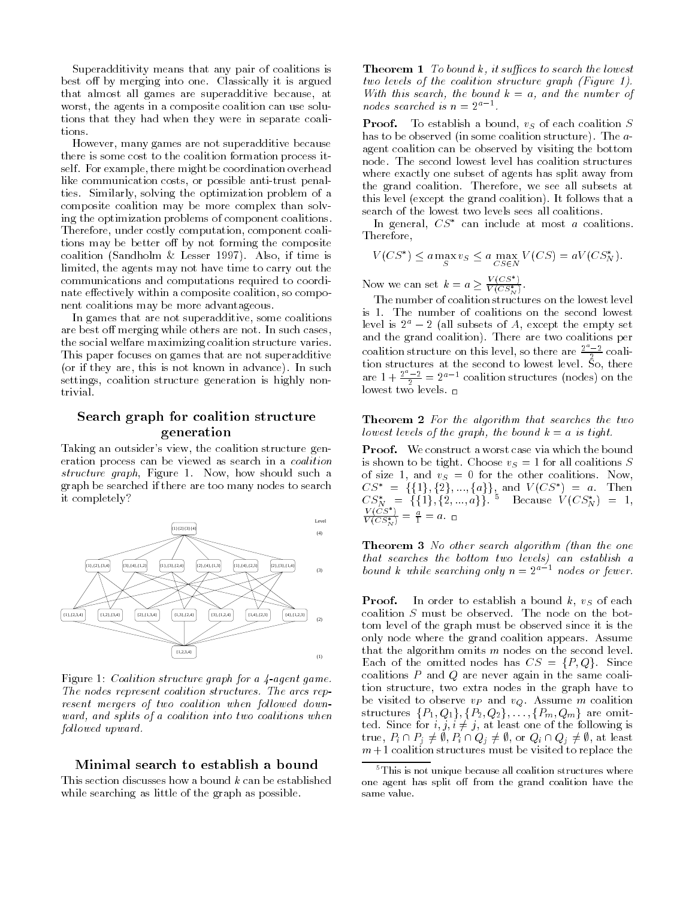Superadditivity means that any pair of coalitions is best off by merging into one. Classically it is argued that almost all games are superadditive because, at worst, the agents in a composite coalition can use solutions that they had when they were in separate coalitions.

However, many games are not superadditive because there is some cost to the coalition formation process itself. For example, there might be coordination overhead like communication costs, or possible anti-trust penalties. Similarly, solving the optimization problem of a composite coalition may be more complex than solving the optimization problems of component coalitions. Therefore, under costly computation, component coalitions may be better off by not forming the composite coalition (Sandholm & Lesser 1997). Also, if time is limited, the agents may not have time to carry out the communications and computations required to coordinate effectively within a composite coalition, so component coalitions may be more advantageous.

In games that are not superadditive, some coalitions are best off merging while others are not. In such cases, the social welfare maximizing coalition structure varies. This paper focuses on games that are not superadditive (or if they are, this is not known in advance). In such settings, coalition structure generation is highly nontrivial.

## Search graph for coalition structure generation

Taking an outsider's view, the coalition structure generation process can be viewed as search in a *coalition structure graph*, Figure 1. Now, how should such a graph be searched if there are too many nodes to search it completely?

Level

(4)

{1},{2},{3},{4}

(3)

{1},{2},{3,4}
{3},{4},{1,2}
{1},{3},{2,4}
{2},{4},{1,3}
{1},{4},{2,3}
{2},{3},{1,4}

(2)

{1},{2,3,4}
{1,2},{3,4}
{2},{1,3,4}
{1,3},{2,4}
{3},{1,2,4}
{1,4},{2,3}
{4},{1,2,3}

(1)

{1,2,3,4}

Figure 1: *Coalition structure graph for a 4-agent game. The nodes represent coalition structures. The arcs represent mergers of two coalition when followed downward, and splits of a coalition into two coalitions when followed upward.*

## Minimal search to establish a bound

This section discusses how a bound $k$ can be established while searching as little of the graph as possible.

**Theorem 1** *To bound $k$, it suffices to search the lowest two levels of the coalition structure graph (Figure 1). With this search, the bound $k = a$, and the number of nodes searched is $n = 2^{a-1}$.*

**Proof.** To establish a bound, $v_S$ of each coalition $S$ has to be observed (in some coalition structure). The $a$-agent coalition can be observed by visiting the bottom node. The second lowest level has coalition structures where exactly one subset of agents has split away from the grand coalition. Therefore, we see all subsets at this level (except the grand coalition). It follows that a search of the lowest two levels sees all coalitions.

In general, $CS^*$ can include at most $a$ coalitions. Therefore,

$$V(CS^*) \leq a \max_S v_S \leq a \max_{CS \in N} V(CS) = aV(CS^*_N).$$

Now we can set $k = a \geq \frac{V(CS^*)}{V(CS^*_N)}$.

The number of coalition structures on the lowest level is 1. The number of coalitions on the second lowest level is $2^a - 2$ (all subsets of $A$, except the empty set and the grand coalition). There are two coalitions per coalition structure on this level, so there are $\frac{2^a-2}{2}$ coalition structures at the second to lowest level. So, there are $1 + \frac{2^a-2}{2} = 2^{a-1}$ coalition structures (nodes) on the lowest two levels. □

**Theorem 2** *For the algorithm that searches the two lowest levels of the graph, the bound $k = a$ is tight.*

**Proof.** We construct a worst case via which the bound is shown to be tight. Choose $v_S = 1$ for all coalitions $S$ of size 1, and $v_S = 0$ for the other coalitions. Now, $CS^* = \{\{1\}, \{2\}, ..., \{a\}\}$, and $V(CS^*) = a$. Then $CS^*_N = \{\{1\}, \{2, ..., a\}\}$. [5] Because $V(CS^*_N) = 1$, $\frac{V(CS^*)}{V(CS^*_N)} = \frac{a}{1} = a$. □

**Theorem 3** *No other search algorithm (than the one that searches the bottom two levels) can establish a bound $k$ while searching only $n = 2^{a-1}$ nodes or fewer.*

**Proof.** In order to establish a bound $k$, $v_S$ of each coalition $S$ must be observed. The node on the bottom level of the graph must be observed since it is the only node where the grand coalition appears. Assume that the algorithm omits $m$ nodes on the second level. Each of the omitted nodes has $CS = \{P, Q\}$. Since coalitions $P$ and $Q$ are never again in the same coalition structure, two extra nodes in the graph have to be visited to observe $v_P$ and $v_Q$. Assume $m$ coalition structures $\{P_1, Q_1\}, \{P_2, Q_2\}, \ldots, \{P_m, Q_m\}$ are omitted. Since for $i, j, i \neq j$, at least one of the following is true, $P_i \cap P_j \neq \emptyset$, $P_i \cap Q_j \neq \emptyset$, or $Q_i \cap Q_j \neq \emptyset$, at least $m+1$ coalition structures must be visited to replace the

[5] This is not unique because all coalition structures where one agent has split off from the grand coalition have the same value.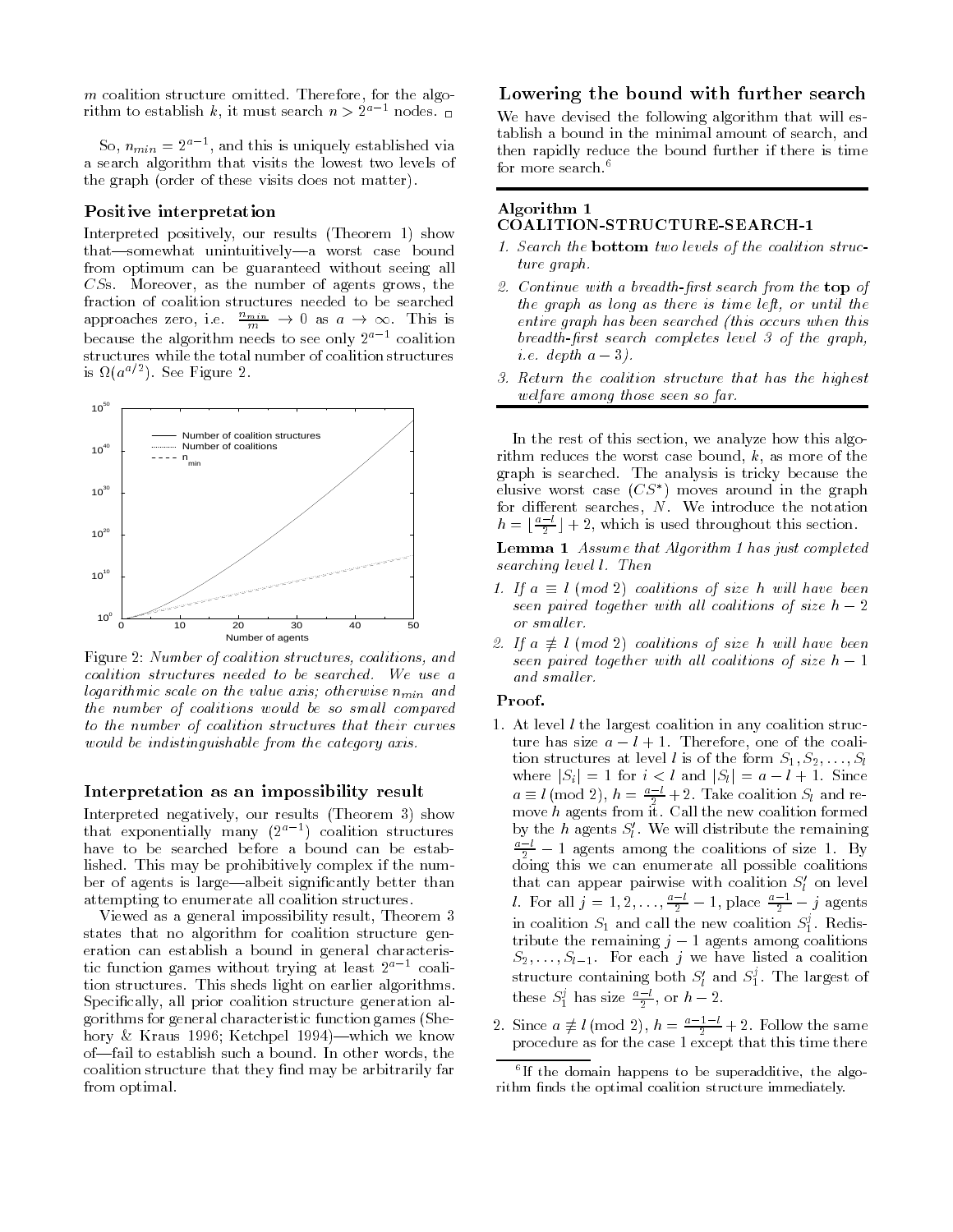$m$ coalition structure omitted. Therefore, for the algorithm to establish $k$, it must search $n > 2^{a-1}$ nodes. □

So, $n_{min} = 2^{a-1}$, and this is uniquely established via a search algorithm that visits the lowest two levels of the graph (order of these visits does not matter).

### Positive interpretation

Interpreted positively, our results (Theorem 1) show that—somewhat unintuitively—a worst case bound from optimum can be guaranteed without seeing all $CS$s. Moreover, as the number of agents grows, the fraction of coalition structures needed to be searched approaches zero, i.e. $\frac{n_{min}}{m} \to 0$ as $a \to \infty$. This is because the algorithm needs to see only $2^{a-1}$ coalition structures while the total number of coalition structures is $\Omega(a^{a/2})$. See Figure 2.

$10^{50}$
$10^{40}$
$10^{30}$
$10^{20}$
$10^{10}$
$10^{0}$
0
10
20
30
40
50
Number of agents
Number of coalition structures
Number of coalitions
$n_{min}$

Figure 2: *Number of coalition structures, coalitions, and coalition structures needed to be searched. We use a logarithmic scale on the value axis; otherwise $n_{min}$ and the number of coalitions would be so small compared to the number of coalition structures that their curves would be indistinguishable from the category axis.*

### Interpretation as an impossibility result

Interpreted negatively, our results (Theorem 3) show that exponentially many ($2^{a-1}$) coalition structures have to be searched before a bound can be established. This may be prohibitively complex if the number of agents is large—albeit significantly better than attempting to enumerate all coalition structures.

Viewed as a general impossibility result, Theorem 3 states that no algorithm for coalition structure generation can establish a bound in general characteristic function games without trying at least $2^{a-1}$ coalition structures. This sheds light on earlier algorithms. Specifically, all prior coalition structure generation algorithms for general characteristic function games (Shehory & Kraus 1996; Ketchpel 1994)—which we know of—fail to establish such a bound. In other words, the coalition structure that they find may be arbitrarily far from optimal.

## Lowering the bound with further search

We have devised the following algorithm that will establish a bound in the minimal amount of search, and then rapidly reduce the bound further if there is time for more search.[6]

**Algorithm 1**
**COALITION-STRUCTURE-SEARCH-1**

1. *Search the* **bottom** *two levels of the coalition structure graph.*
2. *Continue with a breadth-first search from the* **top** *of the graph as long as there is time left, or until the entire graph has been searched (this occurs when this breadth-first search completes level 3 of the graph, i.e. depth $a-3$).*
3. *Return the coalition structure that has the highest welfare among those seen so far.*

In the rest of this section, we analyze how this algorithm reduces the worst case bound, $k$, as more of the graph is searched. The analysis is tricky because the elusive worst case ($CS^*$) moves around in the graph for different searches, $N$. We introduce the notation $h = \lfloor \frac{a-l}{2} \rfloor + 2$, which is used throughout this section.

**Lemma 1** *Assume that Algorithm 1 has just completed searching level $l$. Then*

1. *If $a \equiv l \pmod 2$ coalitions of size $h$ will have been seen paired together with all coalitions of size $h-2$ or smaller.*
2. *If $a \not\equiv l \pmod 2$ coalitions of size $h$ will have been seen paired together with all coalitions of size $h-1$ and smaller.*

**Proof.**

1. At level $l$ the largest coalition in any coalition structure has size $a-l+1$. Therefore, one of the coalition structures at level $l$ is of the form $S_1, S_2, \ldots, S_l$ where $|S_i| = 1$ for $i < l$ and $|S_l| = a-l+1$. Since $a \equiv l \pmod 2$, $h = \frac{a-l}{2} + 2$. Take coalition $S_l$ and remove $h$ agents from it. Call the new coalition formed by the $h$ agents $S_l'$. We will distribute the remaining $\frac{a-l}{2} - 1$ agents among the coalitions of size 1. By doing this we can enumerate all possible coalitions that can appear pairwise with coalition $S_l'$ on level $l$. For all $j = 1, 2, \ldots, \frac{a-l}{2} - 1$, place $\frac{a-1}{2} - j$ agents in coalition $S_1$ and call the new coalition $S_1^j$. Redistribute the remaining $j-1$ agents among coalitions $S_2, \ldots, S_{l-1}$. For each $j$ we have listed a coalition structure containing both $S_l'$ and $S_1^j$. The largest of these $S_1^j$ has size $\frac{a-l}{2}$, or $h-2$.
2. Since $a \not\equiv l \pmod 2$, $h = \frac{a-1-l}{2} + 2$. Follow the same procedure as for the case 1 except that this time there

[6] If the domain happens to be superadditive, the algorithm finds the optimal coalition structure immediately.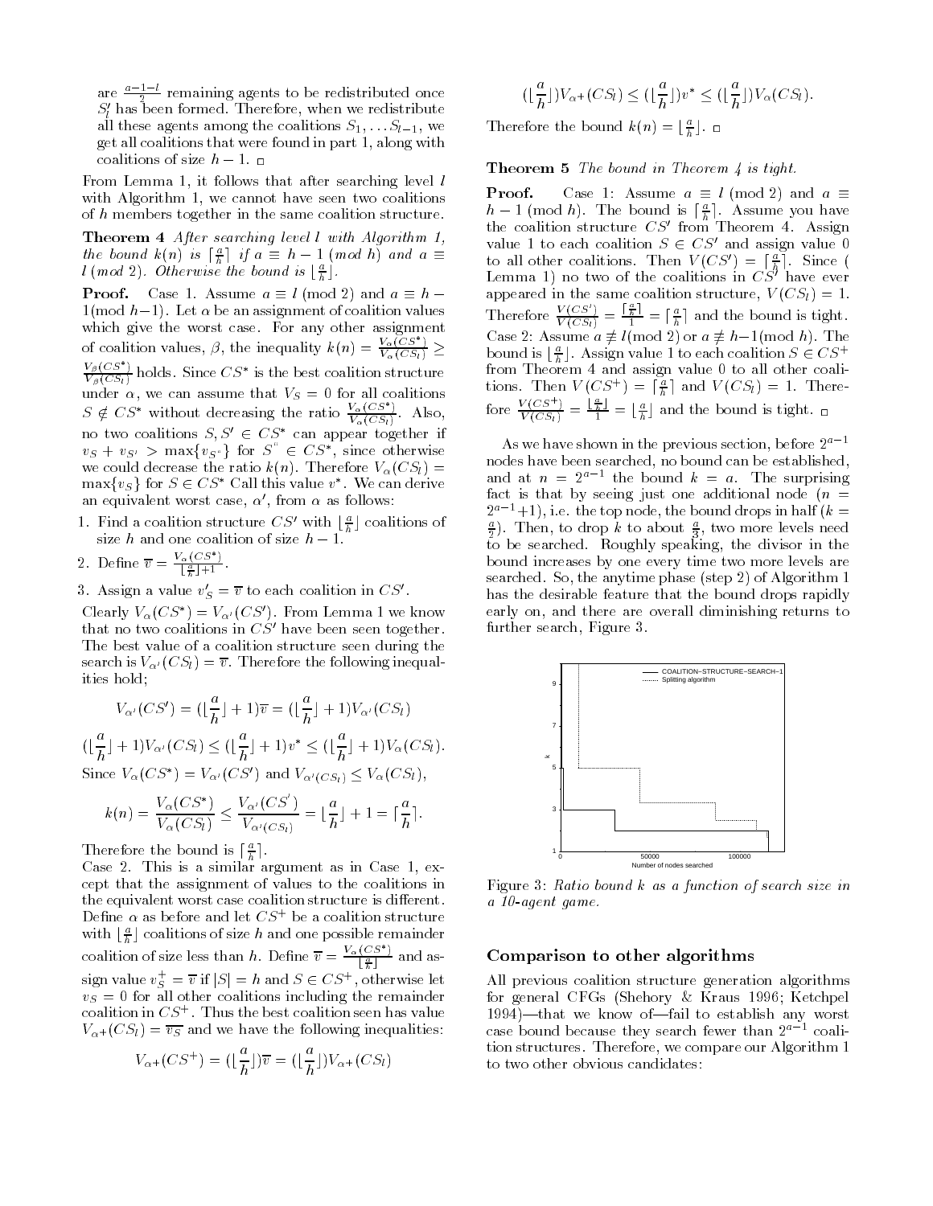are $\frac{a-1-l}{2}$ remaining agents to be redistributed once $S_l'$ has been formed. Therefore, when we redistribute all these agents among the coalitions $S_1, \ldots S_{l-1}$, we get all coalitions that were found in part 1, along with coalitions of size $h-1$. □

From Lemma 1, it follows that after searching level $l$ with Algorithm 1, we cannot have seen two coalitions of $h$ members together in the same coalition structure.

**Theorem 4** *After searching level $l$ with Algorithm 1, the bound $k(n)$ is $\lceil \frac{a}{h} \rceil$ if $a \equiv h-1 \pmod h$ and $a \equiv l \pmod 2$. Otherwise the bound is $\lfloor \frac{a}{h} \rfloor$.*

**Proof.** Case 1. Assume $a \equiv l \pmod 2$ and $a \equiv h-1 \pmod{h-1}$. Let $\alpha$ be an assignment of coalition values which give the worst case. For any other assignment of coalition values, $\beta$, the inequality $k(n) = \frac{V_\alpha(CS^*)}{V_\alpha(CS_l)} \geq \frac{V_\beta(CS^*)}{V_\beta(CS_l)}$ holds. Since $CS^*$ is the best coalition structure under $\alpha$, we can assume that $V_S = 0$ for all coalitions $S \notin CS^*$ without decreasing the ratio $\frac{V_\alpha(CS^*)}{V_\alpha(CS_l)}$. Also, no two coalitions $S, S' \in CS^*$ can appear together if $v_S + v_{S'} > \max\{v_{S''}\}$ for $S'' \in CS^*$, since otherwise we could decrease the ratio $k(n)$. Therefore $V_\alpha(CS_l) = \max\{v_S\}$ for $S \in CS^*$ Call this value $v^*$. We can derive an equivalent worst case, $\alpha'$, from $\alpha$ as follows:

1. Find a coalition structure $CS'$ with $\lfloor \frac{a}{h} \rfloor$ coalitions of size $h$ and one coalition of size $h-1$.
2. Define $\overline{v} = \frac{V_\alpha(CS^*)}{\lfloor \frac{a}{h} \rfloor + 1}$.
3. Assign a value $v_S' = \overline{v}$ to each coalition in $CS'$.

Clearly $V_\alpha(CS^*) = V_{\alpha'}(CS')$. From Lemma 1 we know that no two coalitions in $CS'$ have been seen together. The best value of a coalition structure seen during the search is $V_{\alpha'}(CS_l) = \overline{v}$. Therefore the following inequalities hold;

$$V_{\alpha'}(CS') = (\lfloor \frac{a}{h} \rfloor + 1)\overline{v} = (\lfloor \frac{a}{h} \rfloor + 1)V_{\alpha'}(CS_l)$$

$$(\lfloor \frac{a}{h} \rfloor + 1)V_{\alpha'}(CS_l) \leq (\lfloor \frac{a}{h} \rfloor + 1)v^* \leq (\lfloor \frac{a}{h} \rfloor + 1)V_\alpha(CS_l).$$

Since $V_\alpha(CS^*) = V_{\alpha'}(CS')$ and $V_{\alpha'(CS_l)} \leq V_\alpha(CS_l)$,

$$k(n) = \frac{V_\alpha(CS^*)}{V_\alpha(CS_l)} \leq \frac{V_{\alpha'}(CS')}{V_{\alpha'(CS_l)}} = \lfloor \frac{a}{h} \rfloor + 1 = \lceil \frac{a}{h} \rceil.$$

Therefore the bound is $\lceil \frac{a}{h} \rceil$.

Case 2. This is a similar argument as in Case 1, except that the assignment of values to the coalitions in the equivalent worst case coalition structure is different. Define $\alpha$ as before and let $CS^+$ be a coalition structure with $\lfloor \frac{a}{h} \rfloor$ coalitions of size $h$ and one possible remainder coalition of size less than $h$. Define $\overline{v} = \frac{V_\alpha(CS^*)}{\lfloor \frac{a}{h} \rfloor}$ and assign value $v_S^+ = \overline{v}$ if $|S| = h$ and $S \in CS^+$, otherwise let $v_S = 0$ for all other coalitions including the remainder coalition in $CS^+$. Thus the best coalition seen has value $V_{\alpha^+}(CS_l) = \overline{v_S}$ and we have the following inequalities:

$$V_{\alpha^+}(CS^+) = (\lfloor \frac{a}{h} \rfloor)\overline{v} = (\lfloor \frac{a}{h} \rfloor)V_{\alpha^+}(CS_l)$$

$$(\lfloor \frac{a}{h} \rfloor)V_{\alpha^+}(CS_l) \leq (\lfloor \frac{a}{h} \rfloor)v^* \leq (\lfloor \frac{a}{h} \rfloor)V_\alpha(CS_l).$$

Therefore the bound $k(n) = \lfloor \frac{a}{h} \rfloor$. □

**Theorem 5** *The bound in Theorem 4 is tight.*

**Proof.** Case 1: Assume $a \equiv l \pmod 2$ and $a \equiv h-1 \pmod h$. The bound is $\lceil \frac{a}{h} \rceil$. Assume you have the coalition structure $CS'$ from Theorem 4. Assign value 1 to each coalition $S \in CS'$ and assign value 0 to all other coalitions. Then $V(CS') = \lceil \frac{a}{h} \rceil$. Since (Lemma 1) no two of the coalitions in $CS'$ have ever appeared in the same coalition structure, $V(CS_l) = 1$. Therefore $\frac{V(CS')}{V(CS_l)} = \frac{\lceil \frac{a}{h} \rceil}{1} = \lceil \frac{a}{h} \rceil$ and the bound is tight.

Case 2: Assume $a \not\equiv l \pmod 2$ or $a \not\equiv h-1 \pmod h$. The bound is $\lfloor \frac{a}{h} \rfloor$. Assign value 1 to each coalition $S \in CS^+$ from Theorem 4 and assign value 0 to all other coalitions. Then $V(CS^+) = \lceil \frac{a}{h} \rceil$ and $V(CS_l) = 1$. Therefore $\frac{V(CS^+)}{V(CS_l)} = \frac{\lfloor \frac{a}{h} \rfloor}{1} = \lfloor \frac{a}{h} \rfloor$ and the bound is tight. □

As we have shown in the previous section, before $2^{a-1}$ nodes have been searched, no bound can be established, and at $n = 2^{a-1}$ the bound $k = a$. The surprising fact is that by seeing just one additional node ($n = 2^{a-1}+1$), i.e. the top node, the bound drops in half ($k = \frac{a}{2}$). Then, to drop $k$ to about $\frac{a}{3}$, two more levels need to be searched. Roughly speaking, the divisor in the bound increases by one every time two more levels are searched. So, the anytime phase (step 2) of Algorithm 1 has the desirable feature that the bound drops rapidly early on, and there are overall diminishing returns to further search, Figure 3.

COALITION−STRUCTURE−SEARCH−1
Splitting algorithm
k
9
7
5
3
1
0
50000
100000
Number of nodes searched

Figure 3: *Ratio bound k as a function of search size in a 10-agent game.*

## Comparison to other algorithms

All previous coalition structure generation algorithms for general CFGs (Shehory & Kraus 1996; Ketchpel 1994)—that we know of—fail to establish any worst case bound because they search fewer than $2^{a-1}$ coalition structures. Therefore, we compare our Algorithm 1 to two other obvious candidates: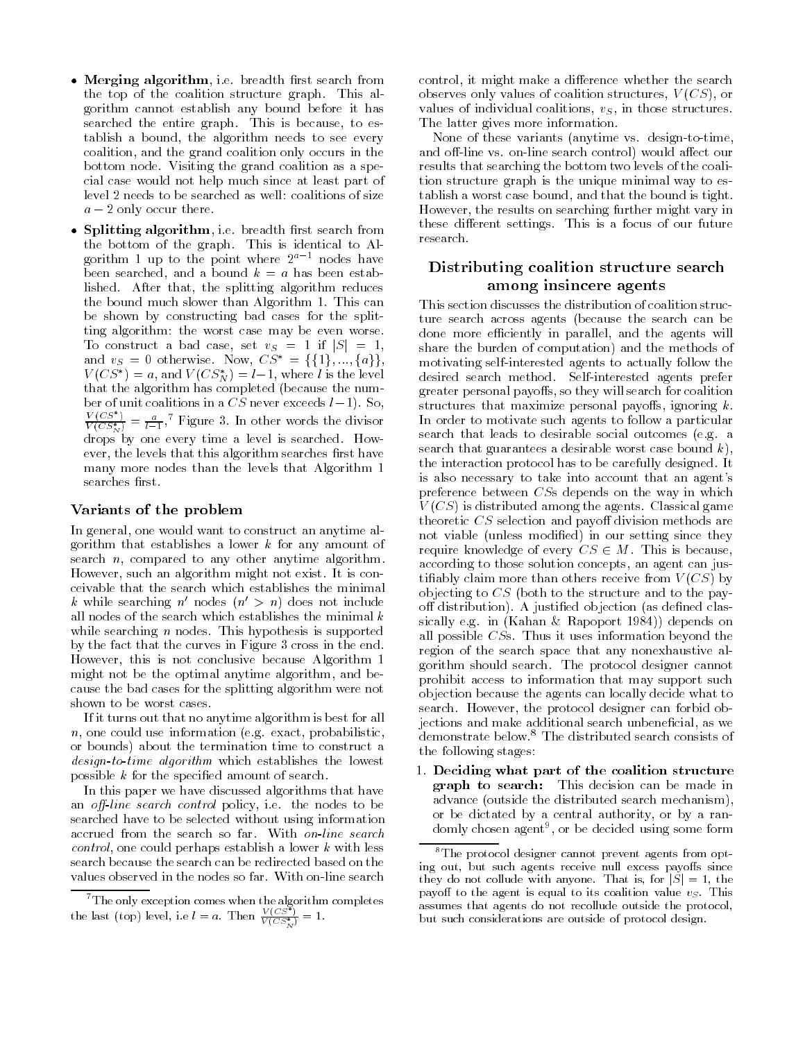- **Merging algorithm**, i.e. breadth first search from the top of the coalition structure graph. This algorithm cannot establish any bound before it has searched the entire graph. This is because, to establish a bound, the algorithm needs to see every coalition, and the grand coalition only occurs in the bottom node. Visiting the grand coalition as a special case would not help much since at least part of level 2 needs to be searched as well: coalitions of size $a-2$ only occur there.
- **Splitting algorithm**, i.e. breadth first search from the bottom of the graph. This is identical to Algorithm 1 up to the point where $2^{a-1}$ nodes have been searched, and a bound $k = a$ has been established. After that, the splitting algorithm reduces the bound much slower than Algorithm 1. This can be shown by constructing bad cases for the splitting algorithm: the worst case may be even worse. To construct a bad case, set $v_S = 1$ if $|S| = 1$, and $v_S = 0$ otherwise. Now, $CS^* = \{\{1\}, ..., \{a\}\}$, $V(CS^*) = a$, and $V(CS^*_N) = l-1$, where $l$ is the level that the algorithm has completed (because the number of unit coalitions in a $CS$ never exceeds $l-1$). So, $\frac{V(CS^*)}{V(CS^*_N)} = \frac{a}{l-1}$,[7] Figure 3. In other words the divisor drops by one every time a level is searched. However, the levels that this algorithm searches first have many more nodes than the levels that Algorithm 1 searches first.

### Variants of the problem

In general, one would want to construct an anytime algorithm that establishes a lower $k$ for any amount of search $n$, compared to any other anytime algorithm. However, such an algorithm might not exist. It is conceivable that the search which establishes the minimal $k$ while searching $n'$ nodes ($n' > n$) does not include all nodes of the search which establishes the minimal $k$ while searching $n$ nodes. This hypothesis is supported by the fact that the curves in Figure 3 cross in the end. However, this is not conclusive because Algorithm 1 might not be the optimal anytime algorithm, and because the bad cases for the splitting algorithm were not shown to be worst cases.

If it turns out that no anytime algorithm is best for all $n$, one could use information (e.g. exact, probabilistic, or bounds) about the termination time to construct a *design-to-time algorithm* which establishes the lowest possible $k$ for the specified amount of search.

In this paper we have discussed algorithms that have an *off-line search control* policy, i.e. the nodes to be searched have to be selected without using information accrued from the search so far. With *on-line search control*, one could perhaps establish a lower $k$ with less search because the search can be redirected based on the values observed in the nodes so far. With on-line search control, it might make a difference whether the search observes only values of coalition structures, $V(CS)$, or values of individual coalitions, $v_S$, in those structures. The latter gives more information.

None of these variants (anytime vs. design-to-time, and off-line vs. on-line search control) would affect our results that searching the bottom two levels of the coalition structure graph is the unique minimal way to establish a worst case bound, and that the bound is tight. However, the results on searching further might vary in these different settings. This is a focus of our future research.

## Distributing coalition structure search among insincere agents

This section discusses the distribution of coalition structure search across agents (because the search can be done more efficiently in parallel, and the agents will share the burden of computation) and the methods of motivating self-interested agents to actually follow the desired search method. Self-interested agents prefer greater personal payoffs, so they will search for coalition structures that maximize personal payoffs, ignoring $k$. In order to motivate such agents to follow a particular search that leads to desirable social outcomes (e.g. a search that guarantees a desirable worst case bound $k$), the interaction protocol has to be carefully designed. It is also necessary to take into account that an agent's preference between $CS$s depends on the way in which $V(CS)$ is distributed among the agents. Classical game theoretic $CS$ selection and payoff division methods are not viable (unless modified) in our setting since they require knowledge of every $CS \in M$. This is because, according to those solution concepts, an agent can justifiably claim more than others receive from $V(CS)$ by objecting to $CS$ (both to the structure and to the payoff distribution). A justified objection (as defined classically e.g. in (Kahan & Rapoport 1984)) depends on all possible $CS$s. Thus it uses information beyond the region of the search space that any nonexhaustive algorithm should search. The protocol designer cannot prohibit access to information that may support such objection because the agents can locally decide what to search. However, the protocol designer can forbid objections and make additional search unbeneficial, as we demonstrate below.[8] The distributed search consists of the following stages:

1. **Deciding what part of the coalition structure graph to search:** This decision can be made in advance (outside the distributed search mechanism), or be dictated by a central authority, or by a randomly chosen agent[9], or be decided using some form

---

[7] The only exception comes when the algorithm completes the last (top) level, i.e $l = a$. Then $\frac{V(CS^*)}{V(CS^*_N)} = 1$.

[8] The protocol designer cannot prevent agents from opting out, but such agents receive null excess payoffs since they do not collude with anyone. That is, for $|S| = 1$, the payoff to the agent is equal to its coalition value $v_S$. This assumes that agents do not recollude outside the protocol, but such considerations are outside of protocol design.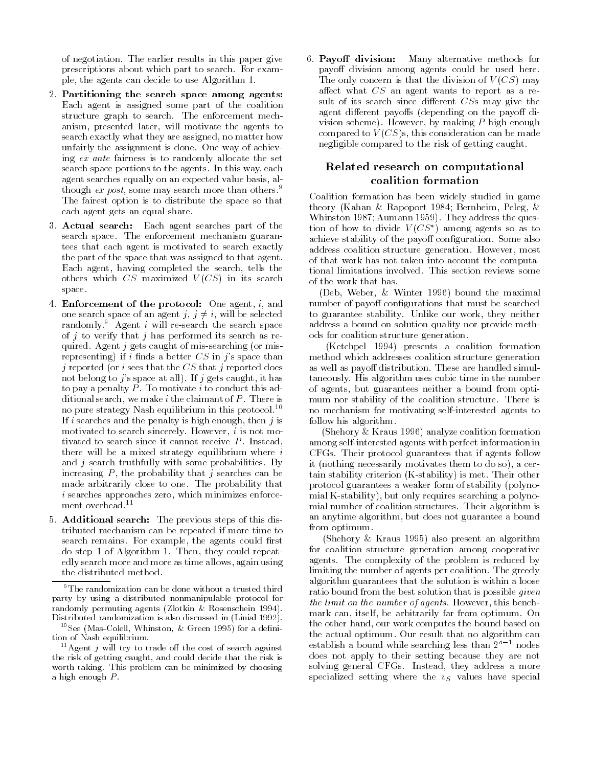of negotiation. The earlier results in this paper give prescriptions about which part to search. For example, the agents can decide to use Algorithm 1.

2. **Partitioning the search space among agents:** Each agent is assigned some part of the coalition structure graph to search. The enforcement mechanism, presented later, will motivate the agents to search exactly what they are assigned, no matter how unfairly the assignment is done. One way of achieving *ex ante* fairness is to randomly allocate the set search space portions to the agents. In this way, each agent searches equally on an expected value basis, although *ex post*, some may search more than others.[9] The fairest option is to distribute the space so that each agent gets an equal share.

3. **Actual search:** Each agent searches part of the search space. The enforcement mechanism guarantees that each agent is motivated to search exactly the part of the space that was assigned to that agent. Each agent, having completed the search, tells the others which $CS$ maximized $V(CS)$ in its search space.

4. **Enforcement of the protocol:** One agent, $i$, and one search space of an agent $j$, $j \neq i$, will be selected randomly.[9] Agent $i$ will re-search the search space of $j$ to verify that $j$ has performed its search as required. Agent $j$ gets caught of mis-searching (or misrepresenting) if $i$ finds a better $CS$ in $j$'s space than $j$ reported (or $i$ sees that the $CS$ that $j$ reported does not belong to $j$'s space at all). If $j$ gets caught, it has to pay a penalty $P$. To motivate $i$ to conduct this additional search, we make $i$ the claimant of $P$. There is no pure strategy Nash equilibrium in this protocol.[10] If $i$ searches and the penalty is high enough, then $j$ is motivated to search sincerely. However, $i$ is not motivated to search since it cannot receive $P$. Instead, there will be a mixed strategy equilibrium where $i$ and $j$ search truthfully with some probabilities. By increasing $P$, the probability that $j$ searches can be made arbitrarily close to one. The probability that $i$ searches approaches zero, which minimizes enforcement overhead.[11]

5. **Additional search:** The previous steps of this distributed mechanism can be repeated if more time to search remains. For example, the agents could first do step 1 of Algorithm 1. Then, they could repeatedly search more and more as time allows, again using the distributed method.

6. **Payoff division:** Many alternative methods for payoff division among agents could be used here. The only concern is that the division of $V(CS)$ may affect what $CS$ an agent wants to report as a result of its search since different $CS$s may give the agent different payoffs (depending on the payoff division scheme). However, by making $P$ high enough compared to $V(CS)$s, this consideration can be made negligible compared to the risk of getting caught.

[9] The randomization can be done without a trusted third party by using a distributed nonmanipulable protocol for randomly permuting agents (Zlotkin & Rosenschein 1994). Distributed randomization is also discussed in (Linial 1992).

[10] See (Mas-Colell, Whinston, & Green 1995) for a definition of Nash equilibrium.

[11] Agent $j$ will try to trade off the cost of search against the risk of getting caught, and could decide that the risk is worth taking. This problem can be minimized by choosing a high enough $P$.

## Related research on computational coalition formation

Coalition formation has been widely studied in game theory (Kahan & Rapoport 1984; Bernheim, Peleg, & Whinston 1987; Aumann 1959). They address the question of how to divide $V(CS^*)$ among agents so as to achieve stability of the payoff configuration. Some also address coalition structure generation. However, most of that work has not taken into account the computational limitations involved. This section reviews some of the work that has.

(Deb, Weber, & Winter 1996) bound the maximal number of payoff configurations that must be searched to guarantee stability. Unlike our work, they neither address a bound on solution quality nor provide methods for coalition structure generation.

(Ketchpel 1994) presents a coalition formation method which addresses coalition structure generation as well as payoff distribution. These are handled simultaneously. His algorithm uses cubic time in the number of agents, but guarantees neither a bound from optimum nor stability of the coalition structure. There is no mechanism for motivating self-interested agents to follow his algorithm.

(Shehory & Kraus 1996) analyze coalition formation among self-interested agents with perfect information in CFGs. Their protocol guarantees that if agents follow it (nothing necessarily motivates them to do so), a certain stability criterion (K-stability) is met. Their other protocol guarantees a weaker form of stability (polynomial K-stability), but only requires searching a polynomial number of coalition structures. Their algorithm is an anytime algorithm, but does not guarantee a bound from optimum.

(Shehory & Kraus 1995) also present an algorithm for coalition structure generation among cooperative agents. The complexity of the problem is reduced by limiting the number of agents per coalition. The greedy algorithm guarantees that the solution is within a loose ratio bound from the best solution that is possible *given the limit on the number of agents*. However, this benchmark can, itself, be arbitrarily far from optimum. On the other hand, our work computes the bound based on the actual optimum. Our result that no algorithm can establish a bound while searching less than $2^{a-1}$ nodes does not apply to their setting because they are not solving general CFGs. Instead, they address a more specialized setting where the $v_S$ values have special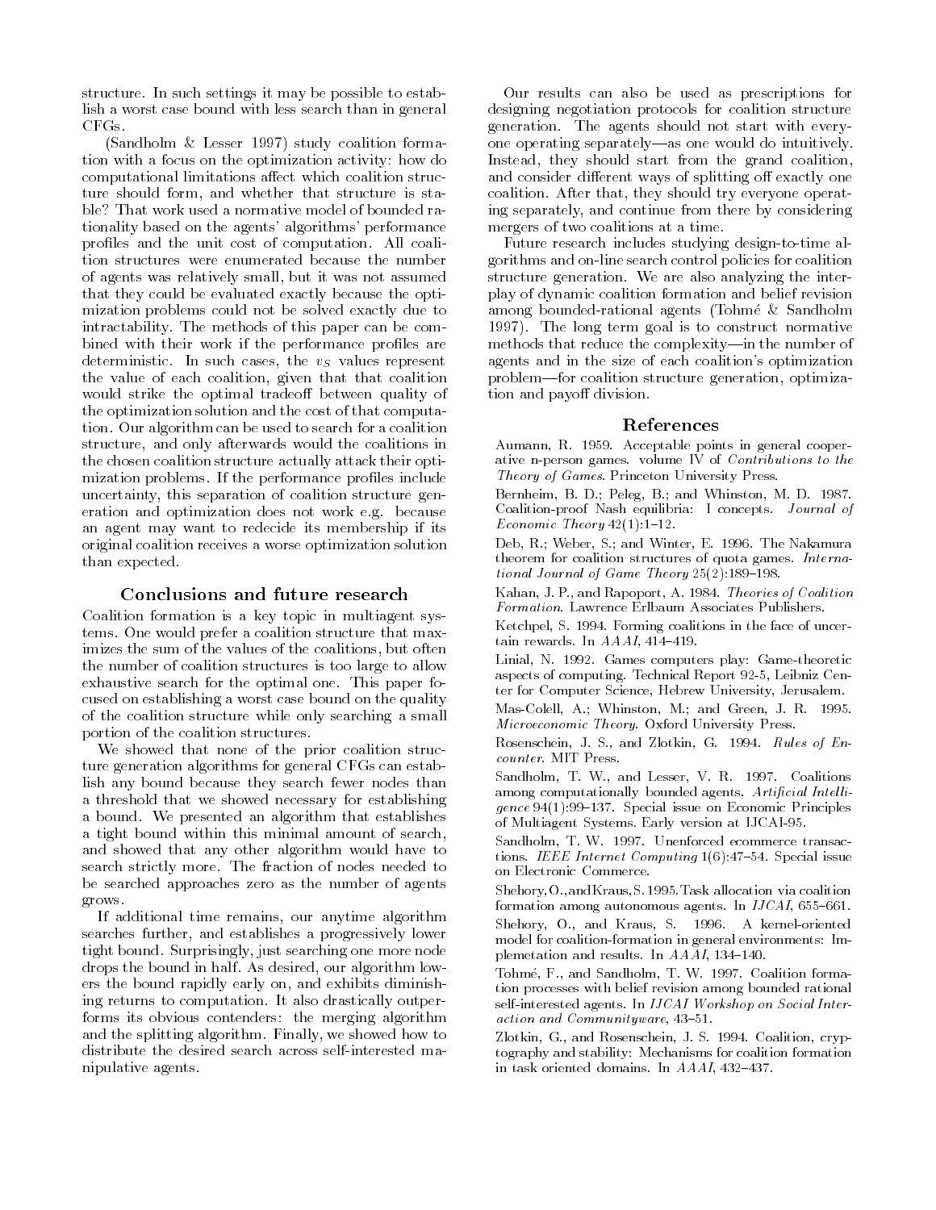structure. In such settings it may be possible to establish a worst case bound with less search than in general CFGs.

(Sandholm & Lesser 1997) study coalition formation with a focus on the optimization activity: how do computational limitations affect which coalition structure should form, and whether that structure is stable? That work used a normative model of bounded rationality based on the agents' algorithms' performance profiles and the unit cost of computation. All coalition structures were enumerated because the number of agents was relatively small, but it was not assumed that they could be evaluated exactly because the optimization problems could not be solved exactly due to intractability. The methods of this paper can be combined with their work if the performance profiles are deterministic. In such cases, the $v_S$ values represent the value of each coalition, given that that coalition would strike the optimal tradeoff between quality of the optimization solution and the cost of that computation. Our algorithm can be used to search for a coalition structure, and only afterwards would the coalitions in the chosen coalition structure actually attack their optimization problems. If the performance profiles include uncertainty, this separation of coalition structure generation and optimization does not work e.g. because an agent may want to redecide its membership if its original coalition receives a worse optimization solution than expected.

## Conclusions and future research

Coalition formation is a key topic in multiagent systems. One would prefer a coalition structure that maximizes the sum of the values of the coalitions, but often the number of coalition structures is too large to allow exhaustive search for the optimal one. This paper focused on establishing a worst case bound on the quality of the coalition structure while only searching a small portion of the coalition structures.

We showed that none of the prior coalition structure generation algorithms for general CFGs can establish any bound because they search fewer nodes than a threshold that we showed necessary for establishing a bound. We presented an algorithm that establishes a tight bound within this minimal amount of search, and showed that any other algorithm would have to search strictly more. The fraction of nodes needed to be searched approaches zero as the number of agents grows.

If additional time remains, our anytime algorithm searches further, and establishes a progressively lower tight bound. Surprisingly, just searching one more node drops the bound in half. As desired, our algorithm lowers the bound rapidly early on, and exhibits diminishing returns to computation. It also drastically outperforms its obvious contenders: the merging algorithm and the splitting algorithm. Finally, we showed how to distribute the desired search across self-interested manipulative agents.

Our results can also be used as prescriptions for designing negotiation protocols for coalition structure generation. The agents should not start with everyone operating separately—as one would do intuitively. Instead, they should start from the grand coalition, and consider different ways of splitting off exactly one coalition. After that, they should try everyone operating separately, and continue from there by considering mergers of two coalitions at a time.

Future research includes studying design-to-time algorithms and on-line search control policies for coalition structure generation. We are also analyzing the interplay of dynamic coalition formation and belief revision among bounded-rational agents (Tohmé & Sandholm 1997). The long term goal is to construct normative methods that reduce the complexity—in the number of agents and in the size of each coalition's optimization problem—for coalition structure generation, optimization and payoff division.

## References

Aumann, R. 1959. Acceptable points in general cooperative n-person games. volume IV of *Contributions to the Theory of Games*. Princeton University Press.

Bernheim, B. D.; Peleg, B.; and Whinston, M. D. 1987. Coalition-proof Nash equilibria: I concepts. *Journal of Economic Theory* 42(1):1–12.

Deb, R.; Weber, S.; and Winter, E. 1996. The Nakamura theorem for coalition structures of quota games. *International Journal of Game Theory* 25(2):189–198.

Kahan, J. P., and Rapoport, A. 1984. *Theories of Coalition Formation*. Lawrence Erlbaum Associates Publishers.

Ketchpel, S. 1994. Forming coalitions in the face of uncertain rewards. In *AAAI*, 414–419.

Linial, N. 1992. Games computers play: Game-theoretic aspects of computing. Technical Report 92-5, Leibniz Center for Computer Science, Hebrew University, Jerusalem.

Mas-Colell, A.; Whinston, M.; and Green, J. R. 1995. *Microeconomic Theory*. Oxford University Press.

Rosenschein, J. S., and Zlotkin, G. 1994. *Rules of Encounter*. MIT Press.

Sandholm, T. W., and Lesser, V. R. 1997. Coalitions among computationally bounded agents. *Artificial Intelligence* 94(1):99–137. Special issue on Economic Principles of Multiagent Systems. Early version at IJCAI-95.

Sandholm, T. W. 1997. Unenforced ecommerce transactions. *IEEE Internet Computing* 1(6):47–54. Special issue on Electronic Commerce.

Shehory, O., and Kraus, S. 1995. Task allocation via coalition formation among autonomous agents. In *IJCAI*, 655–661.

Shehory, O., and Kraus, S. 1996. A kernel-oriented model for coalition-formation in general environments: Implemetation and results. In *AAAI*, 134–140.

Tohmé, F., and Sandholm, T. W. 1997. Coalition formation processes with belief revision among bounded rational self-interested agents. In *IJCAI Workshop on Social Interaction and Communityware*, 43–51.

Zlotkin, G., and Rosenschein, J. S. 1994. Coalition, cryptography and stability: Mechanisms for coalition formation in task oriented domains. In *AAAI*, 432–437.